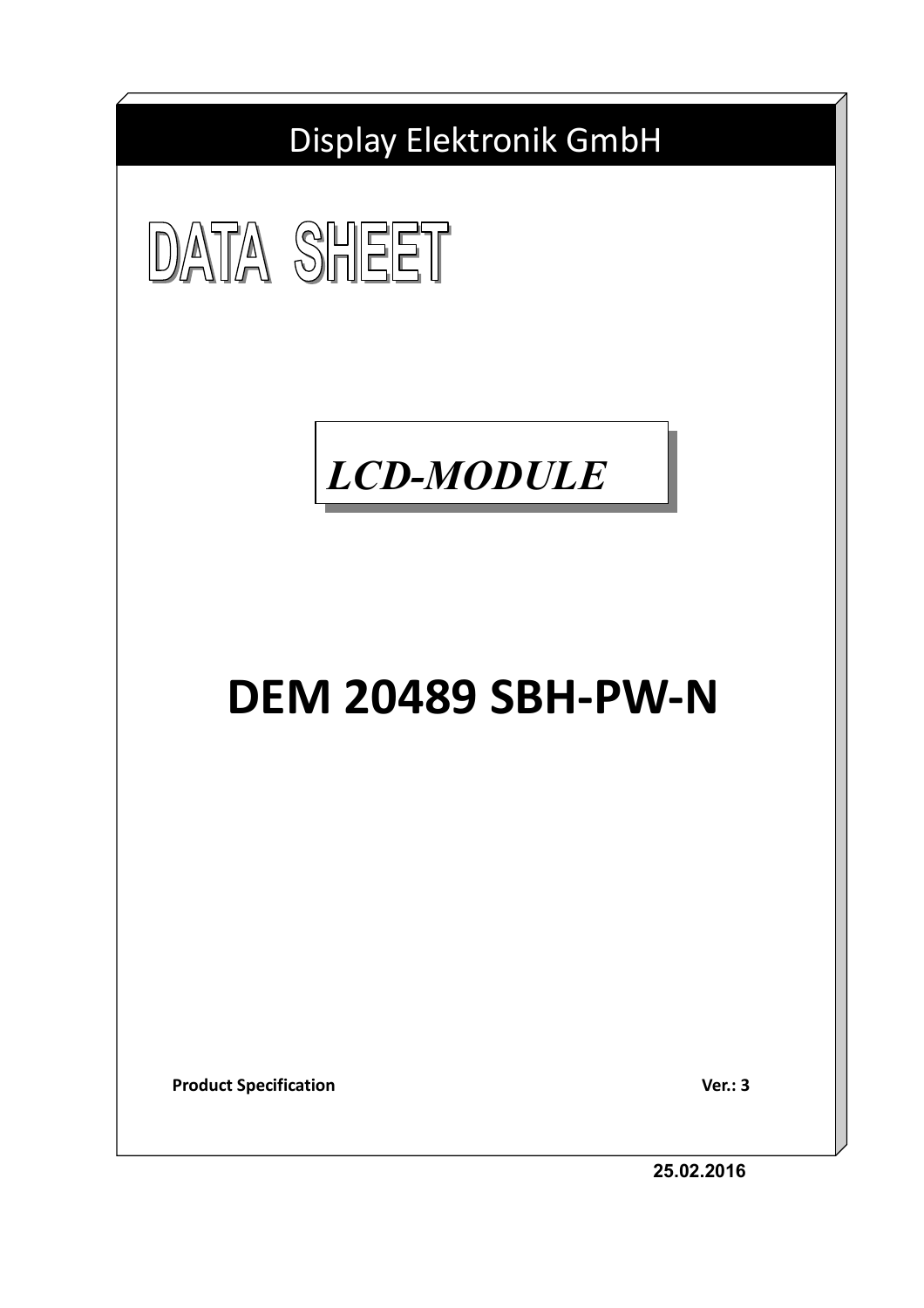Display Elektronik GmbH

# DATA SHEET

*LCD-MODULE*

# DEM 20489 SBH-PW-N

**Product Specification** **Ver.: 3**

25.02.2016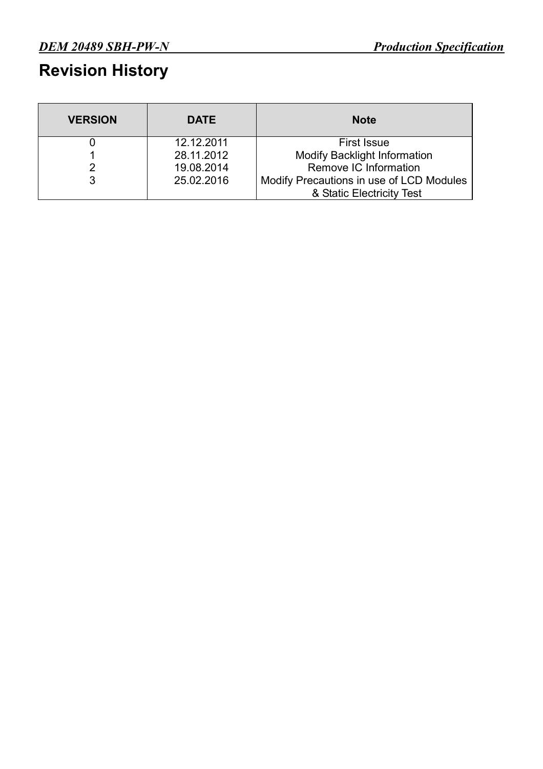# Revision History

| VERSION | DATE | Note |
|---|---|---|
| 0 | 12.12.2011 | First Issue |
| 1 | 28.11.2012 | Modify Backlight Information |
| 2 | 19.08.2014 | Remove IC Information |
| 3 | 25.02.2016 | Modify Precautions in use of LCD Modules & Static Electricity Test |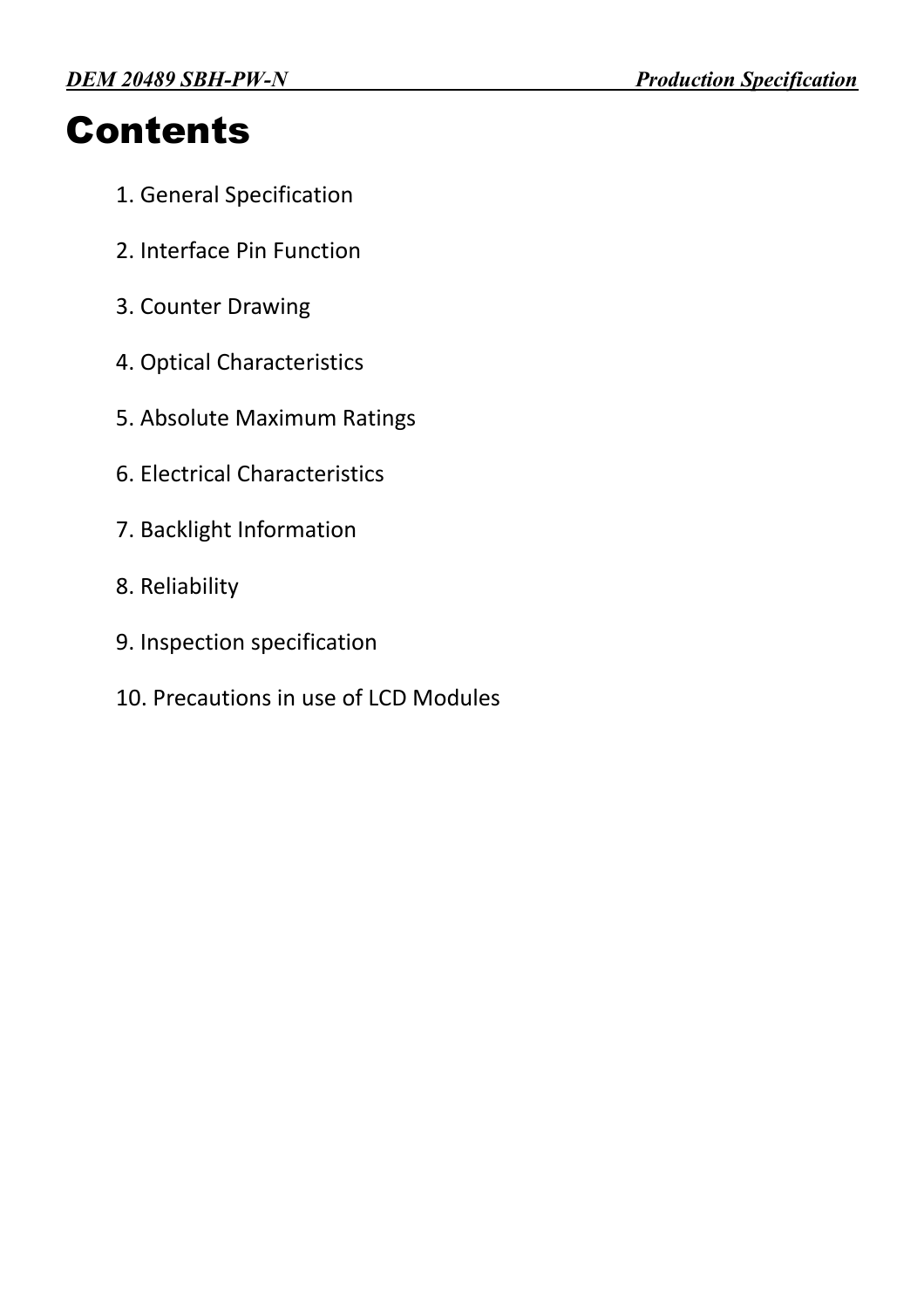# Contents

1. General Specification
2. Interface Pin Function
3. Counter Drawing
4. Optical Characteristics
5. Absolute Maximum Ratings
6. Electrical Characteristics
7. Backlight Information
8. Reliability
9. Inspection specification
10. Precautions in use of LCD Modules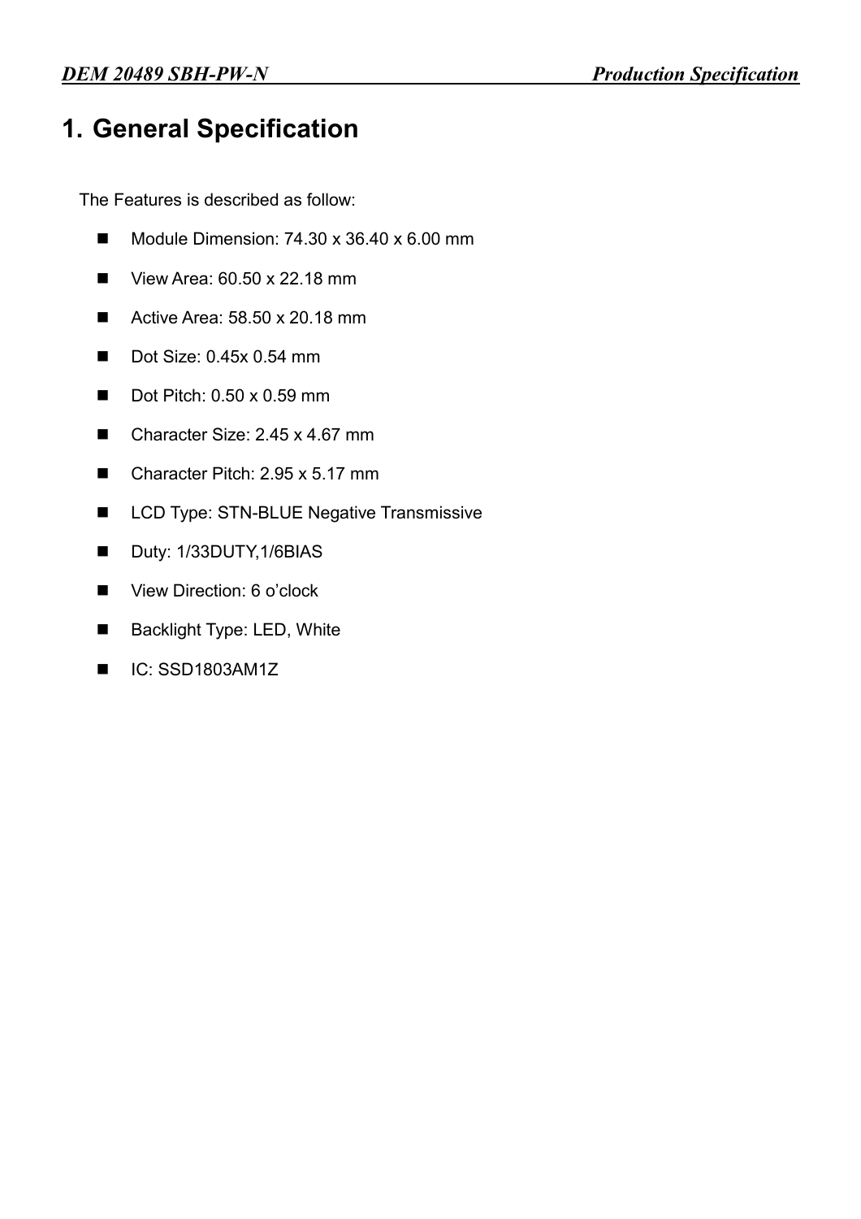# 1. General Specification

The Features is described as follow:

- Module Dimension: 74.30 x 36.40 x 6.00 mm
- View Area: 60.50 x 22.18 mm
- Active Area: 58.50 x 20.18 mm
- Dot Size: 0.45x 0.54 mm
- Dot Pitch: 0.50 x 0.59 mm
- Character Size: 2.45 x 4.67 mm
- Character Pitch: 2.95 x 5.17 mm
- LCD Type: STN-BLUE Negative Transmissive
- Duty: 1/33DUTY,1/6BIAS
- View Direction: 6 o'clock
- Backlight Type: LED, White
- IC: SSD1803AM1Z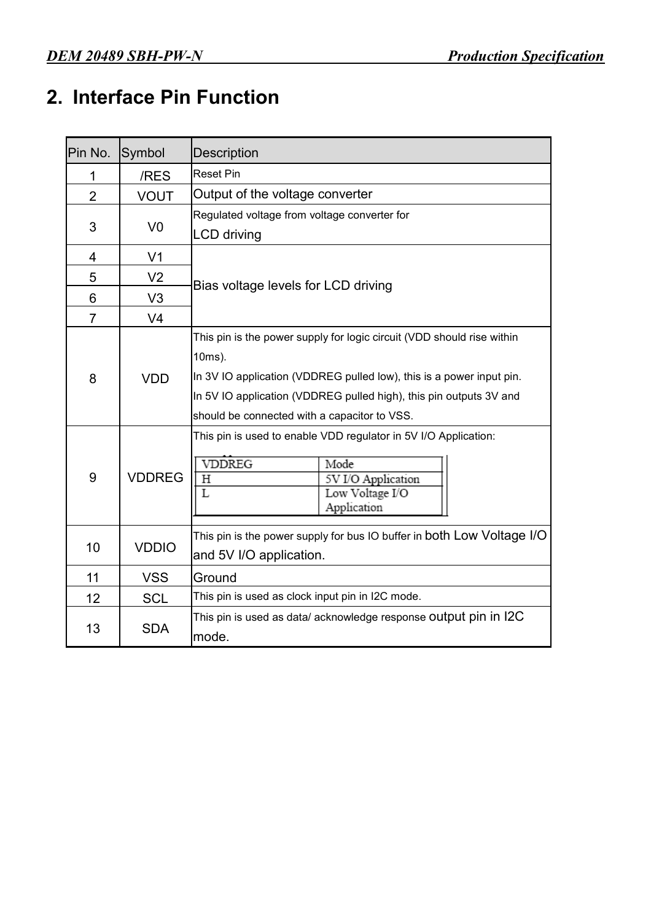## 2. Interface Pin Function

| Pin No. | Symbol | Description |
|---|---|---|
| 1 | /RES | Reset Pin |
| 2 | VOUT | Output of the voltage converter |
| 3 | V0 | Regulated voltage from voltage converter for LCD driving |
| 4 | V1 | Bias voltage levels for LCD driving |
| 5 | V2 | |
| 6 | V3 | |
| 7 | V4 | |
| 8 | VDD | This pin is the power supply for logic circuit (VDD should rise within 10ms).<br>In 3V IO application (VDDREG pulled low), this is a power input pin.<br>In 5V IO application (VDDREG pulled high), this pin outputs 3V and should be connected with a capacitor to VSS. |
| 9 | VDDREG | This pin is used to enable VDD regulator in 5V I/O Application:<br>VDDREG: H → Mode: 5V I/O Application<br>VDDREG: L → Mode: Low Voltage I/O Application |
| 10 | VDDIO | This pin is the power supply for bus IO buffer in both Low Voltage I/O and 5V I/O application. |
| 11 | VSS | Ground |
| 12 | SCL | This pin is used as clock input pin in I2C mode. |
| 13 | SDA | This pin is used as data/ acknowledge response output pin in I2C mode. |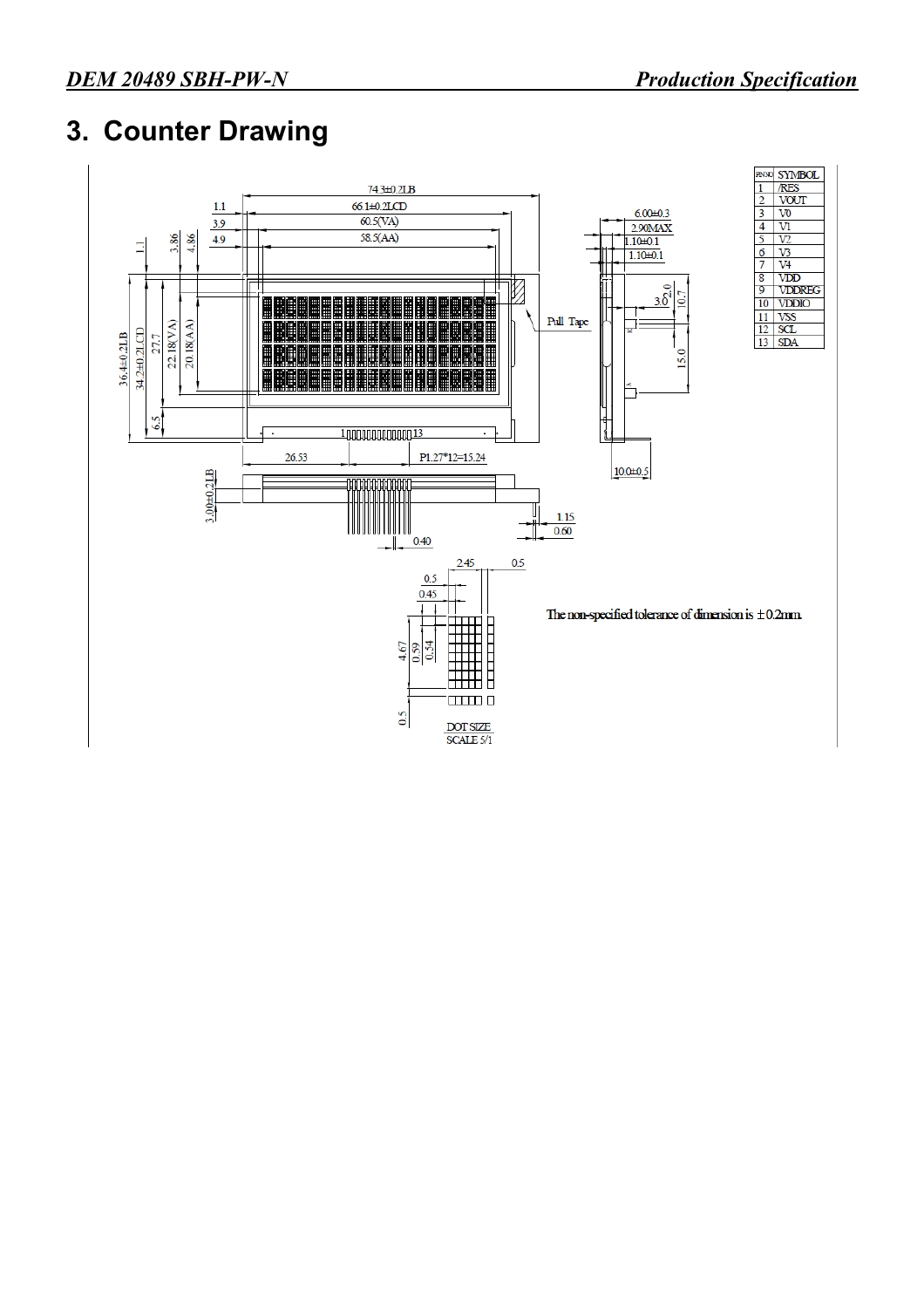# 3. Counter Drawing

| PIN NO | SYMBOL |
|---|---|
| 1 | /RES |
| 2 | VOUT |
| 3 | V0 |
| 4 | V1 |
| 5 | V2 |
| 6 | V3 |
| 7 | V4 |
| 8 | VDD |
| 9 | VDDREG |
| 10 | VDDIO |
| 11 | VSS |
| 12 | SCL |
| 13 | SDA |

The non-specified tolerance of dimension is ±0.2mm.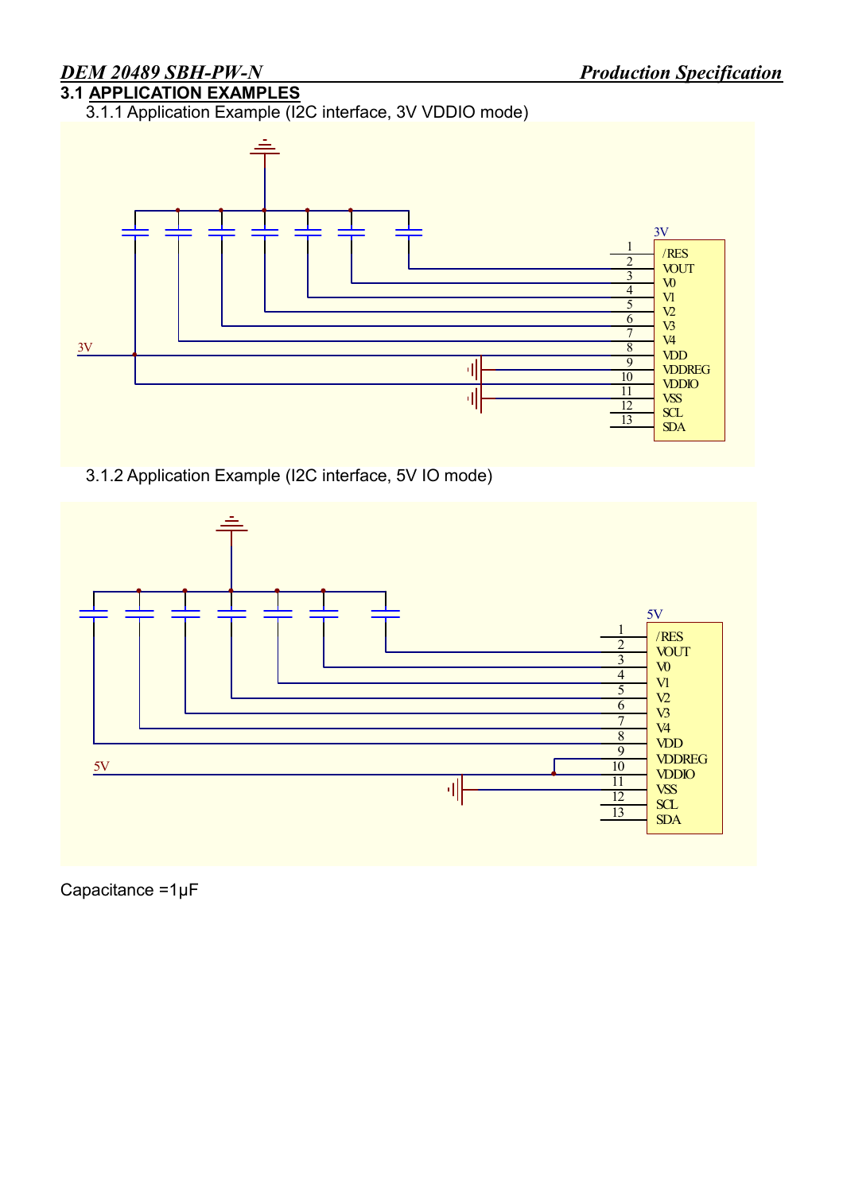### 3.1 APPLICATION EXAMPLES

3.1.1 Application Example (I2C interface, 3V VDDIO mode)

3V

| Pin | Name |
|---|---|
| 1 | /RES |
| 2 | VOUT |
| 3 | V0 |
| 4 | V1 |
| 5 | V2 |
| 6 | V3 |
| 7 | V4 |
| 8 | VDD |
| 9 | VDDREG |
| 10 | VDDIO |
| 11 | VSS |
| 12 | SCL |
| 13 | SDA |

3.1.2 Application Example (I2C interface, 5V IO mode)

5V

| Pin | Name |
|---|---|
| 1 | /RES |
| 2 | VOUT |
| 3 | V0 |
| 4 | V1 |
| 5 | V2 |
| 6 | V3 |
| 7 | V4 |
| 8 | VDD |
| 9 | VDDREG |
| 10 | VDDIO |
| 11 | VSS |
| 12 | SCL |
| 13 | SDA |

Capacitance =1μF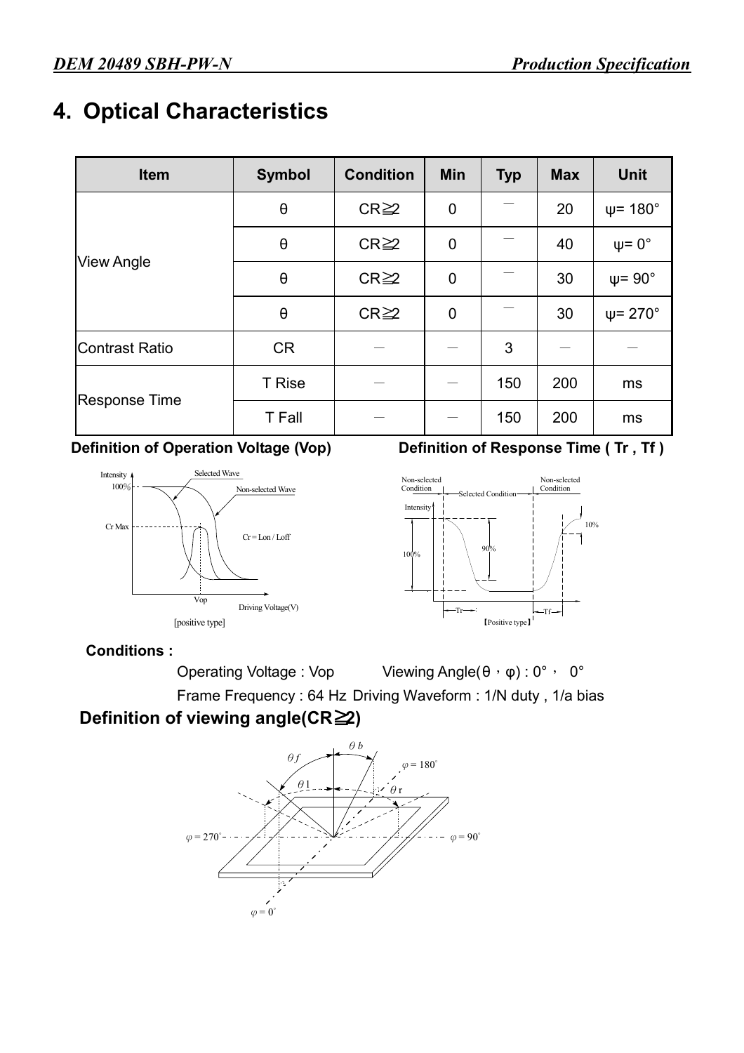# 4. Optical Characteristics

| Item | Symbol | Condition | Min | Typ | Max | Unit |
|---|---|---|---|---|---|---|
| View Angle | θ | CR≧2 | 0 | — | 20 | ψ= 180° |
| | θ | CR≧2 | 0 | — | 40 | ψ= 0° |
| | θ | CR≧2 | 0 | — | 30 | ψ= 90° |
| | θ | CR≧2 | 0 | — | 30 | ψ= 270° |
| Contrast Ratio | CR | — | — | 3 | — | — |
| Response Time | T Rise | — | — | 150 | 200 | ms |
| | T Fall | — | — | 150 | 200 | ms |

**Definition of Operation Voltage (Vop)**

**Definition of Response Time ( Tr , Tf )**

**Conditions :**

Operating Voltage : Vop　　Viewing Angle(θ，φ) : 0°， 0°

Frame Frequency : 64 Hz　Driving Waveform : 1/N duty , 1/a bias

**Definition of viewing angle(CR≧2)**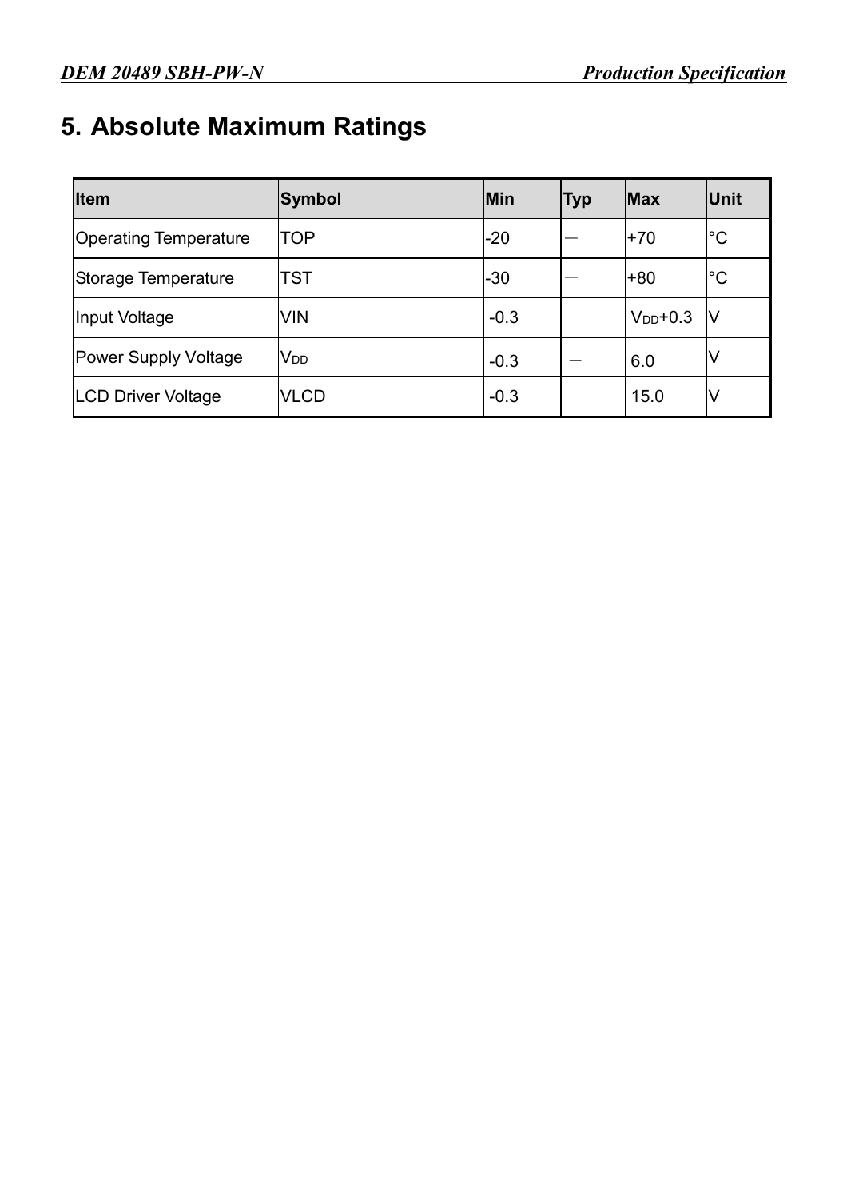# 5. Absolute Maximum Ratings

| Item | Symbol | Min | Typ | Max | Unit |
|---|---|---|---|---|---|
| Operating Temperature | TOP | -20 | — | +70 | °C |
| Storage Temperature | TST | -30 | — | +80 | °C |
| Input Voltage | VIN | -0.3 | — | $V_{DD}$+0.3 | V |
| Power Supply Voltage | $V_{DD}$ | -0.3 | — | 6.0 | V |
| LCD Driver Voltage | VLCD | -0.3 | — | 15.0 | V |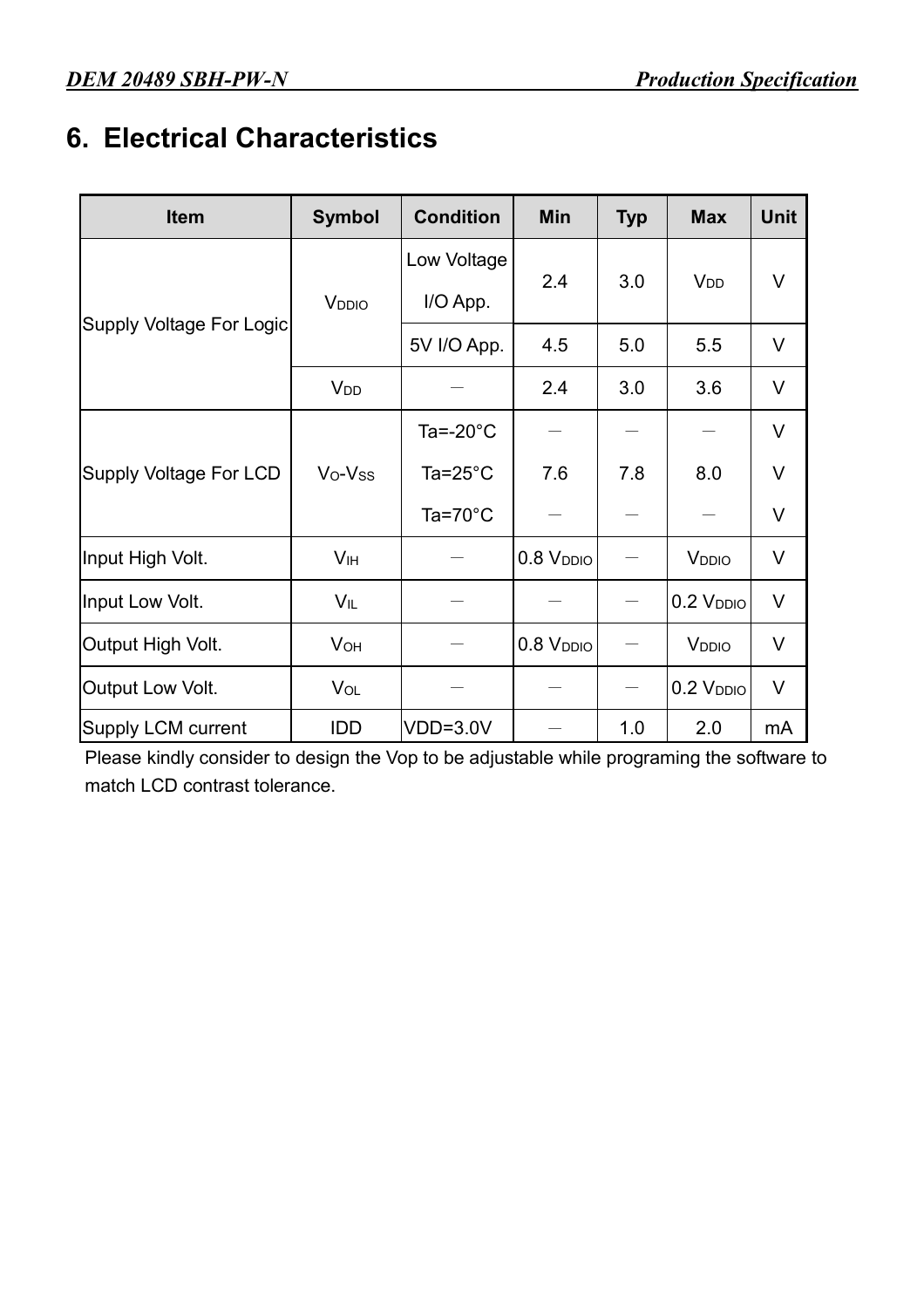# 6. Electrical Characteristics

| Item | Symbol | Condition | Min | Typ | Max | Unit |
|---|---|---|---|---|---|---|
| Supply Voltage For Logic | $V_{DDIO}$ | Low Voltage I/O App. | 2.4 | 3.0 | $V_{DD}$ | V |
| | | 5V I/O App. | 4.5 | 5.0 | 5.5 | V |
| | $V_{DD}$ | — | 2.4 | 3.0 | 3.6 | V |
| Supply Voltage For LCD | $V_O$-$V_{SS}$ | Ta=-20°C | — | — | — | V |
| | | Ta=25°C | 7.6 | 7.8 | 8.0 | V |
| | | Ta=70°C | — | — | — | V |
| Input High Volt. | $V_{IH}$ | — | 0.8 $V_{DDIO}$ | — | $V_{DDIO}$ | V |
| Input Low Volt. | $V_{IL}$ | — | — | — | 0.2 $V_{DDIO}$ | V |
| Output High Volt. | $V_{OH}$ | — | 0.8 $V_{DDIO}$ | — | $V_{DDIO}$ | V |
| Output Low Volt. | $V_{OL}$ | — | — | — | 0.2 $V_{DDIO}$ | V |
| Supply LCM current | IDD | VDD=3.0V | — | 1.0 | 2.0 | mA |

Please kindly consider to design the Vop to be adjustable while programing the software to match LCD contrast tolerance.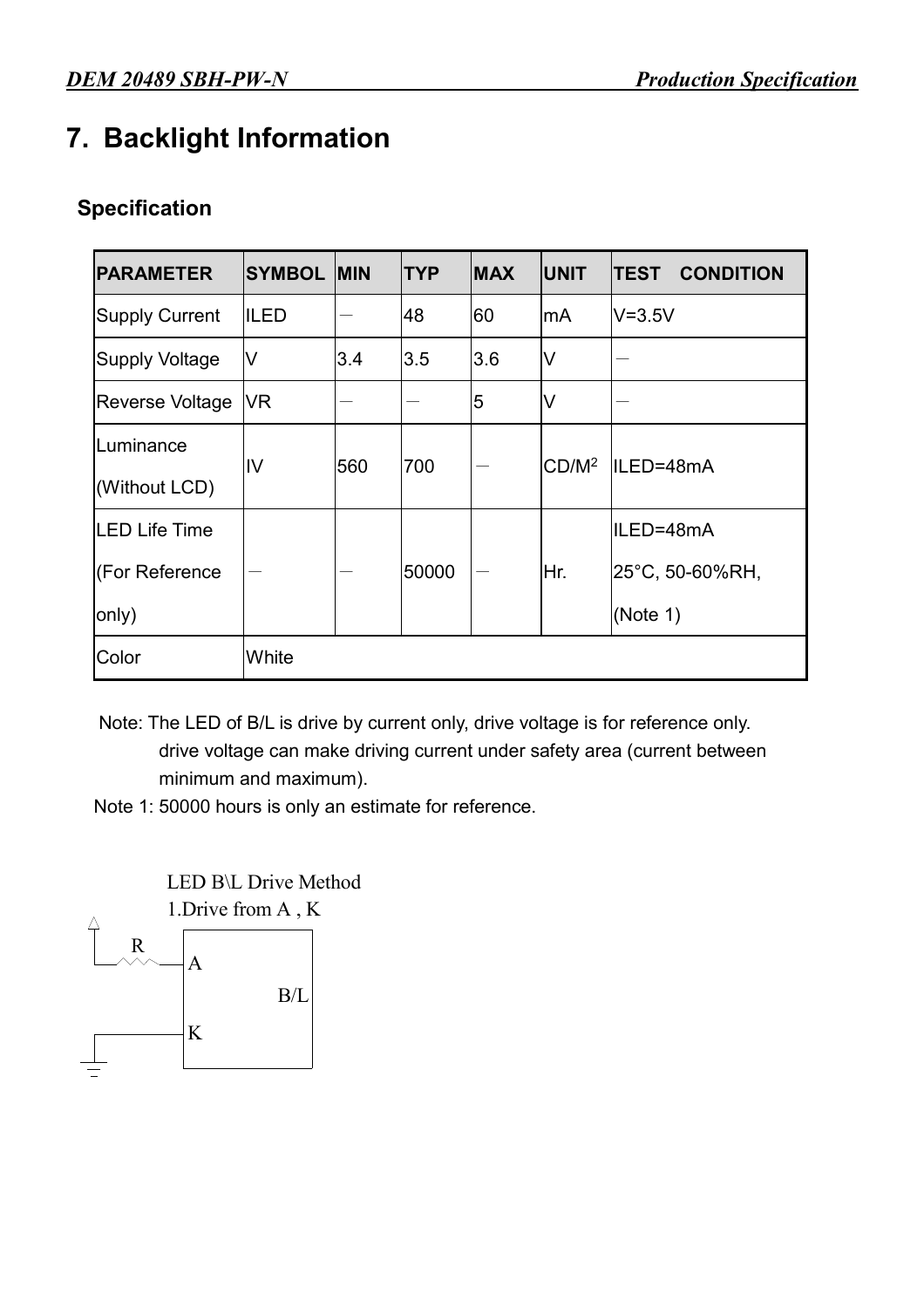# 7. Backlight Information

## Specification

| PARAMETER | SYMBOL | MIN | TYP | MAX | UNIT | TEST CONDITION |
|---|---|---|---|---|---|---|
| Supply Current | ILED | － | 48 | 60 | mA | V=3.5V |
| Supply Voltage | V | 3.4 | 3.5 | 3.6 | V | － |
| Reverse Voltage | VR | － | － | 5 | V | － |
| Luminance (Without LCD) | IV | 560 | 700 | － | $CD/M^2$ | ILED=48mA |
| LED Life Time (For Reference only) | － | － | 50000 | － | Hr. | ILED=48mA 25°C, 50-60%RH, (Note 1) |
| Color | White | | | | | |

Note: The LED of B/L is drive by current only, drive voltage is for reference only.
drive voltage can make driving current under safety area (current between minimum and maximum).

Note 1: 50000 hours is only an estimate for reference.

LED B\L Drive Method
1.Drive from A , K

R
A
B/L
K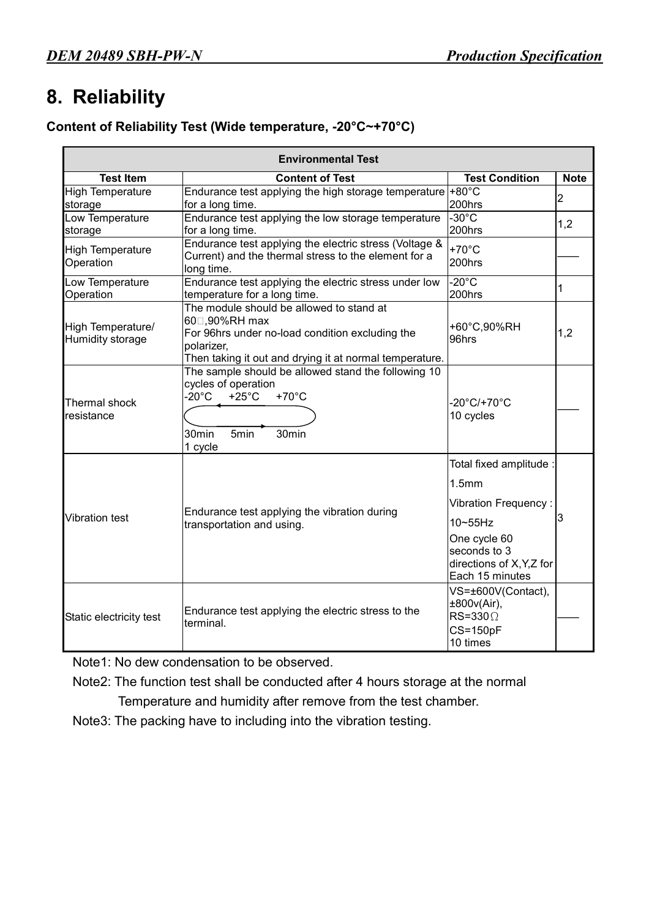# 8. Reliability

**Content of Reliability Test (Wide temperature, -20°C~+70°C)**

| Environmental Test | | | |
|---|---|---|---|
| **Test Item** | **Content of Test** | **Test Condition** | **Note** |
| High Temperature storage | Endurance test applying the high storage temperature for a long time. | +80°C 200hrs | 2 |
| Low Temperature storage | Endurance test applying the low storage temperature for a long time. | -30°C 200hrs | 1,2 |
| High Temperature Operation | Endurance test applying the electric stress (Voltage & Current) and the thermal stress to the element for a long time. | +70°C 200hrs | —— |
| Low Temperature Operation | Endurance test applying the electric stress under low temperature for a long time. | -20°C 200hrs | 1 |
| High Temperature/ Humidity storage | The module should be allowed to stand at 60□,90%RH max For 96hrs under no-load condition excluding the polarizer, Then taking it out and drying it at normal temperature. | +60°C,90%RH 96hrs | 1,2 |
| Thermal shock resistance | The sample should be allowed stand the following 10 cycles of operation -20°C +25°C +70°C 30min 5min 30min 1 cycle | -20°C/+70°C 10 cycles | —— |
| Vibration test | Endurance test applying the vibration during transportation and using. | Total fixed amplitude : 1.5mm Vibration Frequency : 10~55Hz One cycle 60 seconds to 3 directions of X,Y,Z for Each 15 minutes | 3 |
| Static electricity test | Endurance test applying the electric stress to the terminal. | VS=±600V(Contact), ±800v(Air), RS=330Ω CS=150pF 10 times | —— |

Note1: No dew condensation to be observed.

Note2: The function test shall be conducted after 4 hours storage at the normal Temperature and humidity after remove from the test chamber.

Note3: The packing have to including into the vibration testing.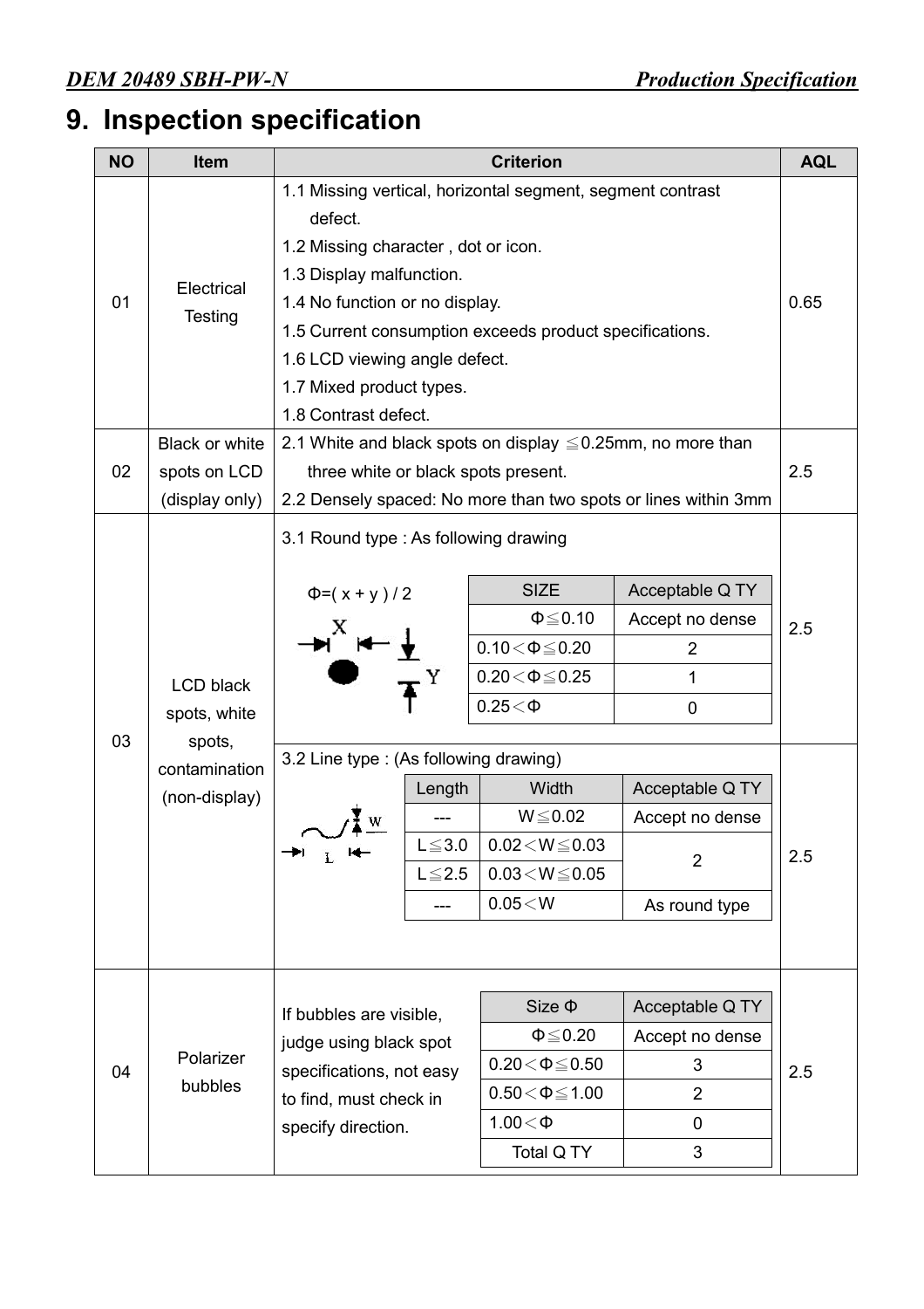# 9. Inspection specification

| NO | Item | Criterion | AQL |
|---|---|---|---|
| 01 | Electrical Testing | 1.1 Missing vertical, horizontal segment, segment contrast defect.<br>1.2 Missing character , dot or icon.<br>1.3 Display malfunction.<br>1.4 No function or no display.<br>1.5 Current consumption exceeds product specifications.<br>1.6 LCD viewing angle defect.<br>1.7 Mixed product types.<br>1.8 Contrast defect. | 0.65 |
| 02 | Black or white spots on LCD (display only) | 2.1 White and black spots on display ≦0.25mm, no more than three white or black spots present.<br>2.2 Densely spaced: No more than two spots or lines within 3mm | 2.5 |
| 03 | LCD black spots, white spots, contamination (non-display) | 3.1 Round type : As following drawing<br>Φ=( x + y ) / 2<br><br>SIZE / Acceptable Q TY:<br>Φ≦0.10 — Accept no dense<br>0.10<Φ≦0.20 — 2<br>0.20<Φ≦0.25 — 1<br>0.25<Φ — 0 | 2.5 |
| | | 3.2 Line type : (As following drawing)<br><br>Length / Width / Acceptable Q TY:<br>--- / W≦0.02 — Accept no dense<br>L≦3.0 / 0.02<W≦0.03 — 2<br>L≦2.5 / 0.03<W≦0.05 — 2<br>--- / 0.05<W — As round type | 2.5 |
| 04 | Polarizer bubbles | If bubbles are visible, judge using black spot specifications, not easy to find, must check in specify direction.<br><br>Size Φ / Acceptable Q TY:<br>Φ≦0.20 — Accept no dense<br>0.20<Φ≦0.50 — 3<br>0.50<Φ≦1.00 — 2<br>1.00<Φ — 0<br>Total Q TY — 3 | 2.5 |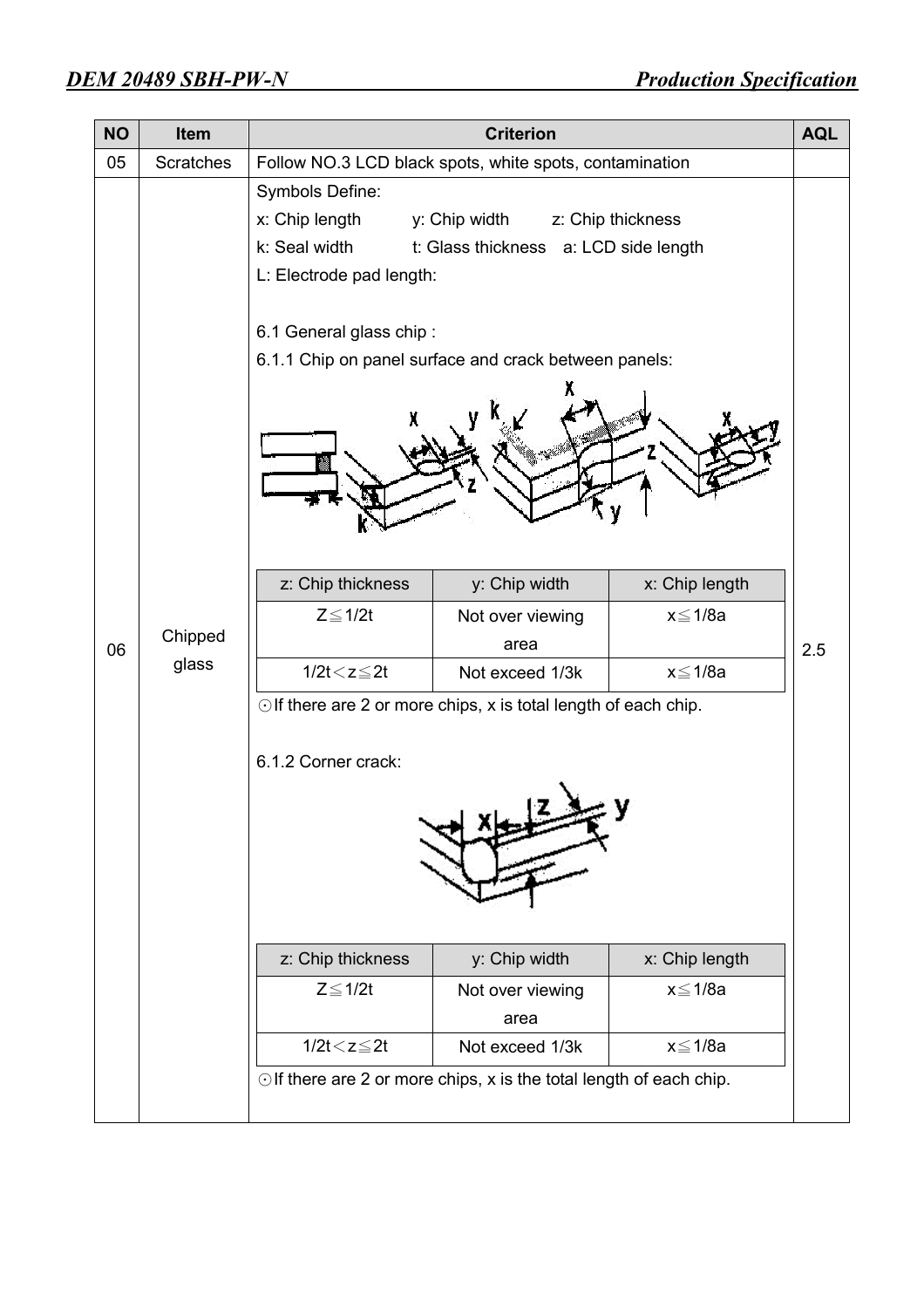| NO | Item | Criterion | AQL |
|---|---|---|---|
| 05 | Scratches | Follow NO.3 LCD black spots, white spots, contamination | |
| 06 | Chipped glass | Symbols Define:<br>x: Chip length y: Chip width z: Chip thickness<br>k: Seal width t: Glass thickness a: LCD side length<br>L: Electrode pad length:<br><br>6.1 General glass chip :<br>6.1.1 Chip on panel surface and crack between panels: | 2.5 |

6.1.1 Chip on panel surface and crack between panels:

| z: Chip thickness | y: Chip width | x: Chip length |
|---|---|---|
| Z≦1/2t | Not over viewing area | x≦1/8a |
| 1/2t＜z≦2t | Not exceed 1/3k | x≦1/8a |

⊙If there are 2 or more chips, x is total length of each chip.

6.1.2 Corner crack:

| z: Chip thickness | y: Chip width | x: Chip length |
|---|---|---|
| Z≦1/2t | Not over viewing area | x≦1/8a |
| 1/2t＜z≦2t | Not exceed 1/3k | x≦1/8a |

⊙If there are 2 or more chips, x is the total length of each chip.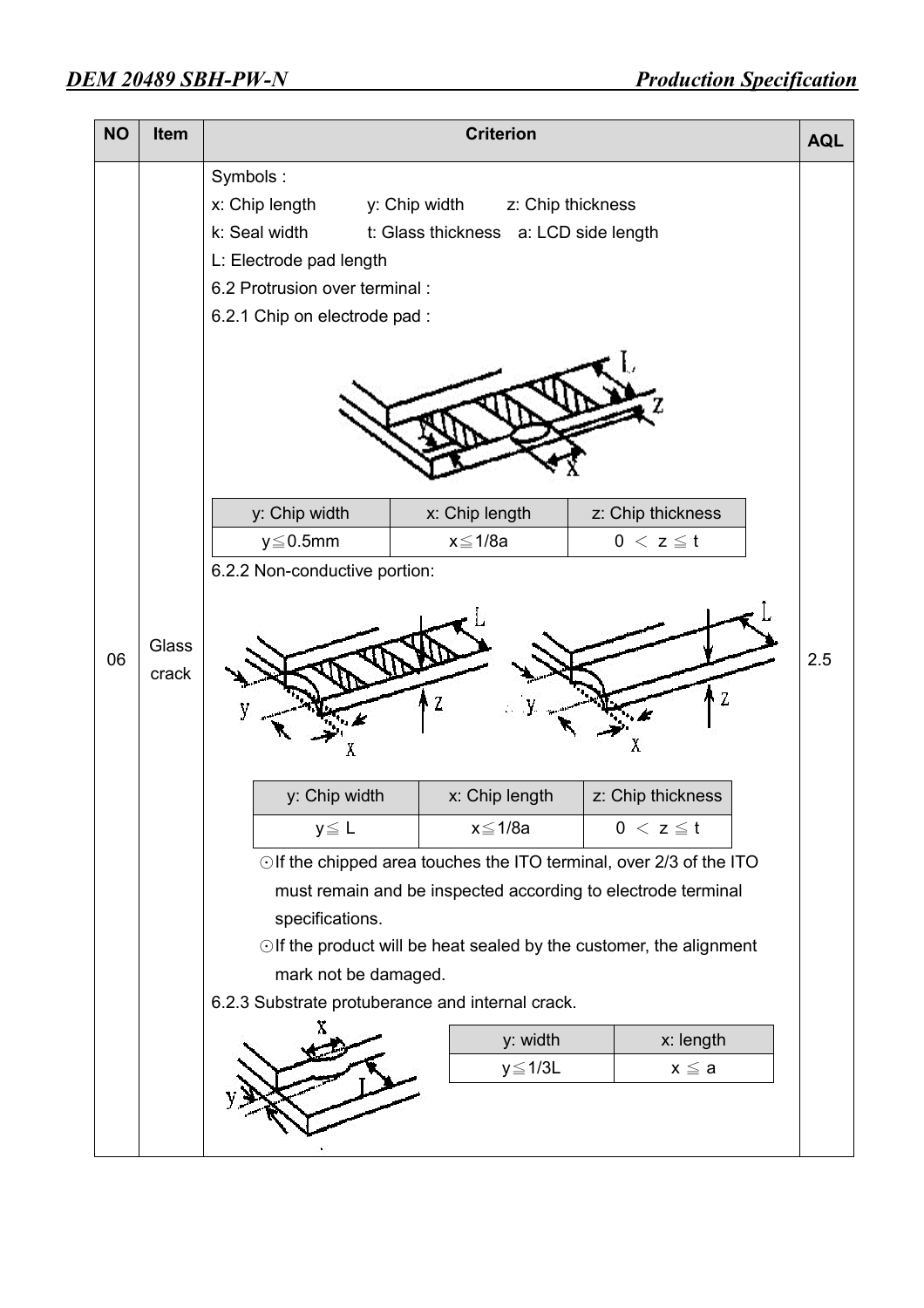| NO | Item | Criterion | AQL |
|---|---|---|---|
| 06 | Glass crack | Symbols :<br>x: Chip length y: Chip width z: Chip thickness<br>k: Seal width t: Glass thickness a: LCD side length<br>L: Electrode pad length<br>6.2 Protrusion over terminal :<br>6.2.1 Chip on electrode pad :<br>(see table 6.2.1)<br>6.2.2 Non-conductive portion:<br>(see table 6.2.2)<br>⊙If the chipped area touches the ITO terminal, over 2/3 of the ITO must remain and be inspected according to electrode terminal specifications.<br>⊙If the product will be heat sealed by the customer, the alignment mark not be damaged.<br>6.2.3 Substrate protuberance and internal crack.<br>(see table 6.2.3) | 2.5 |

6.2.1 Chip on electrode pad:

| y: Chip width | x: Chip length | z: Chip thickness |
|---|---|---|
| y≦0.5mm | x≦1/8a | 0 ＜ z ≦ t |

6.2.2 Non-conductive portion:

| y: Chip width | x: Chip length | z: Chip thickness |
|---|---|---|
| y≦ L | x≦1/8a | 0 ＜ z ≦ t |

6.2.3 Substrate protuberance and internal crack:

| y: width | x: length |
|---|---|
| y≦1/3L | x ≦ a |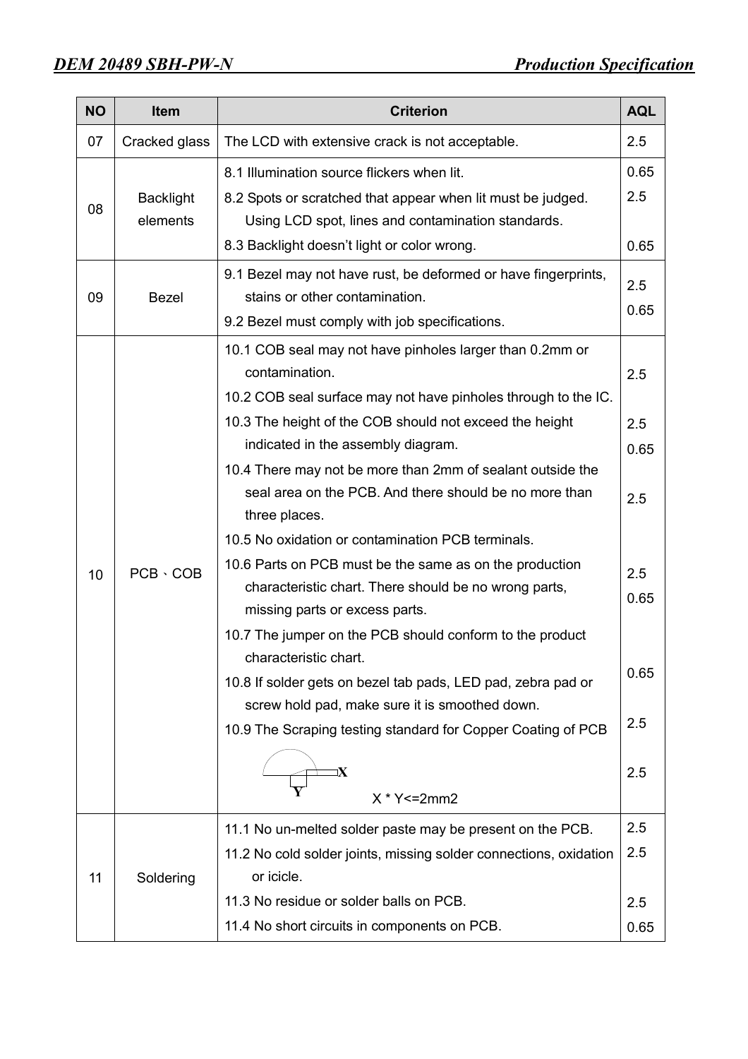| NO | Item | Criterion | AQL |
|---|---|---|---|
| 07 | Cracked glass | The LCD with extensive crack is not acceptable. | 2.5 |
| 08 | Backlight elements | 8.1 Illumination source flickers when lit.<br>8.2 Spots or scratched that appear when lit must be judged. Using LCD spot, lines and contamination standards.<br>8.3 Backlight doesn't light or color wrong. | 0.65<br>2.5<br><br>0.65 |
| 09 | Bezel | 9.1 Bezel may not have rust, be deformed or have fingerprints, stains or other contamination.<br>9.2 Bezel must comply with job specifications. | 2.5<br>0.65 |
| 10 | PCB、COB | 10.1 COB seal may not have pinholes larger than 0.2mm or contamination.<br>10.2 COB seal surface may not have pinholes through to the IC.<br>10.3 The height of the COB should not exceed the height indicated in the assembly diagram.<br>10.4 There may not be more than 2mm of sealant outside the seal area on the PCB. And there should be no more than three places.<br>10.5 No oxidation or contamination PCB terminals.<br>10.6 Parts on PCB must be the same as on the production characteristic chart. There should be no wrong parts, missing parts or excess parts.<br>10.7 The jumper on the PCB should conform to the product characteristic chart.<br>10.8 If solder gets on bezel tab pads, LED pad, zebra pad or screw hold pad, make sure it is smoothed down.<br>10.9 The Scraping testing standard for Copper Coating of PCB<br>X Y<br>X * Y<=2mm2 | 2.5<br><br>2.5<br>0.65<br><br>2.5<br><br>2.5<br>0.65<br><br>0.65<br><br>2.5<br><br>2.5 |
| 11 | Soldering | 11.1 No un-melted solder paste may be present on the PCB.<br>11.2 No cold solder joints, missing solder connections, oxidation or icicle.<br>11.3 No residue or solder balls on PCB.<br>11.4 No short circuits in components on PCB. | 2.5<br>2.5<br><br>2.5<br>0.65 |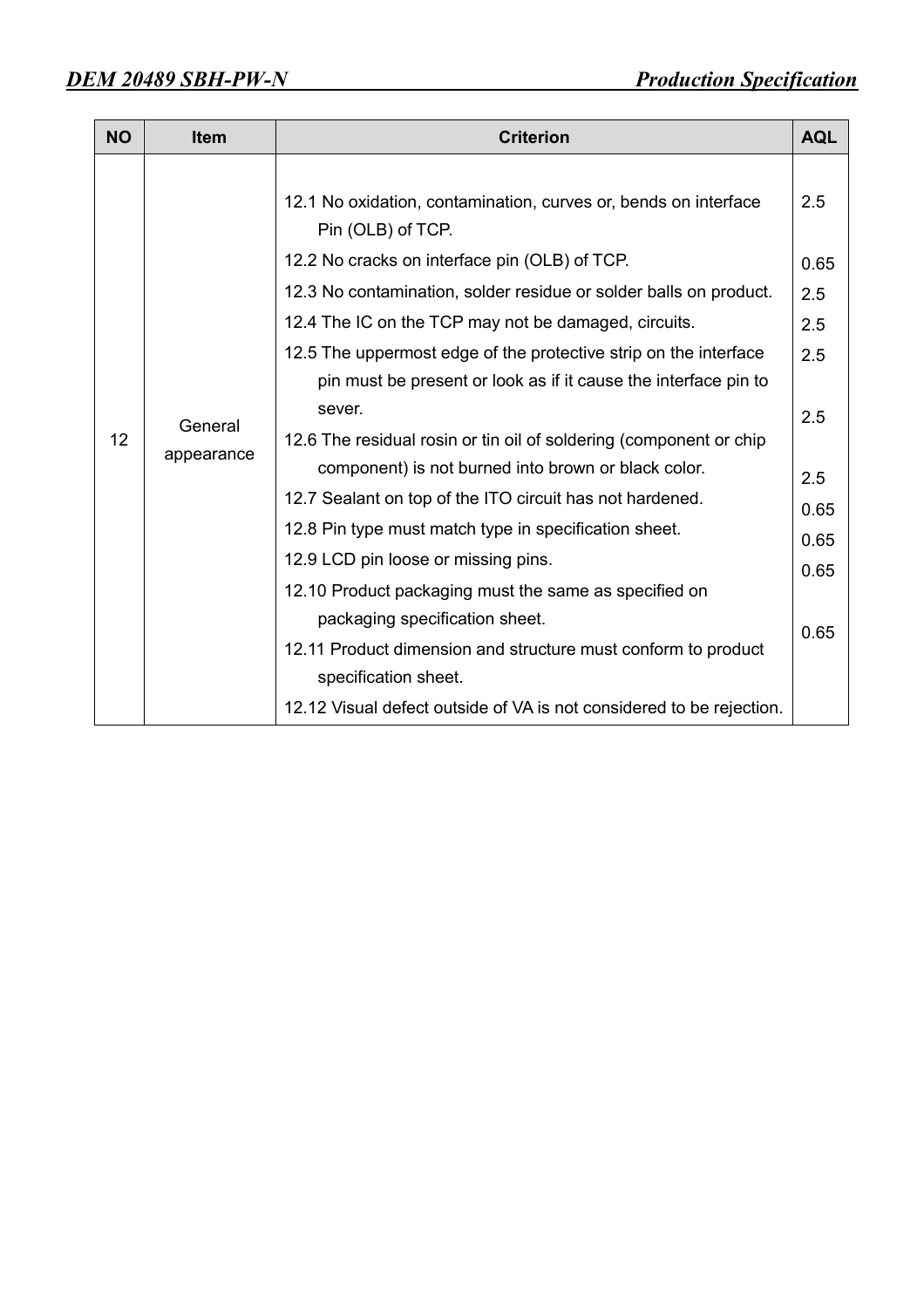| NO | Item | Criterion | AQL |
|---|---|---|---|
| 12 | General appearance | 12.1 No oxidation, contamination, curves or, bends on interface Pin (OLB) of TCP.<br>12.2 No cracks on interface pin (OLB) of TCP.<br>12.3 No contamination, solder residue or solder balls on product.<br>12.4 The IC on the TCP may not be damaged, circuits.<br>12.5 The uppermost edge of the protective strip on the interface pin must be present or look as if it cause the interface pin to sever.<br>12.6 The residual rosin or tin oil of soldering (component or chip component) is not burned into brown or black color.<br>12.7 Sealant on top of the ITO circuit has not hardened.<br>12.8 Pin type must match type in specification sheet.<br>12.9 LCD pin loose or missing pins.<br>12.10 Product packaging must the same as specified on packaging specification sheet.<br>12.11 Product dimension and structure must conform to product specification sheet.<br>12.12 Visual defect outside of VA is not considered to be rejection. | 2.5<br>0.65<br>2.5<br>2.5<br>2.5<br>2.5<br>2.5<br>0.65<br>0.65<br>0.65<br>0.65 |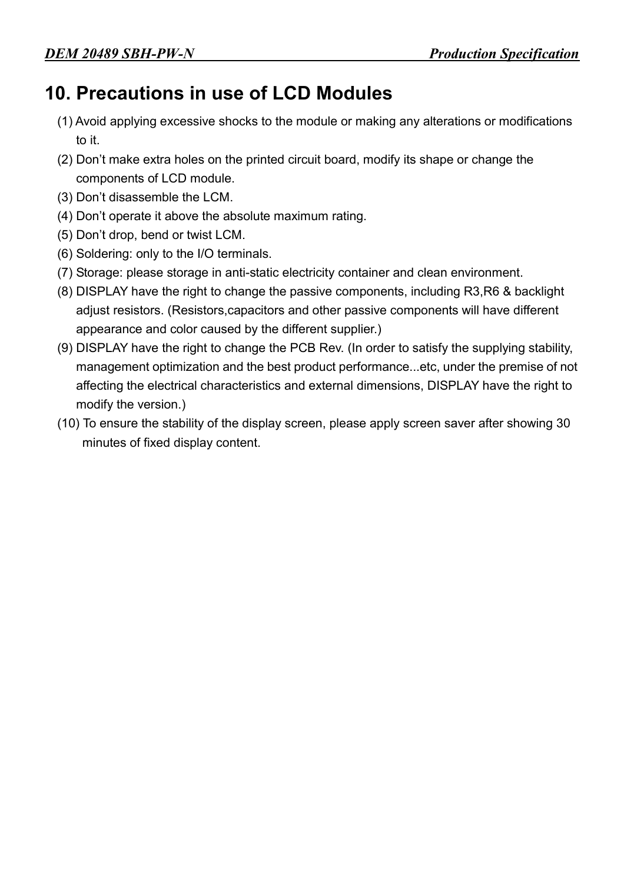# 10. Precautions in use of LCD Modules

(1) Avoid applying excessive shocks to the module or making any alterations or modifications to it.

(2) Don't make extra holes on the printed circuit board, modify its shape or change the components of LCD module.

(3) Don't disassemble the LCM.

(4) Don't operate it above the absolute maximum rating.

(5) Don't drop, bend or twist LCM.

(6) Soldering: only to the I/O terminals.

(7) Storage: please storage in anti-static electricity container and clean environment.

(8) DISPLAY have the right to change the passive components, including R3,R6 & backlight adjust resistors. (Resistors,capacitors and other passive components will have different appearance and color caused by the different supplier.)

(9) DISPLAY have the right to change the PCB Rev. (In order to satisfy the supplying stability, management optimization and the best product performance...etc, under the premise of not affecting the electrical characteristics and external dimensions, DISPLAY have the right to modify the version.)

(10) To ensure the stability of the display screen, please apply screen saver after showing 30 minutes of fixed display content.